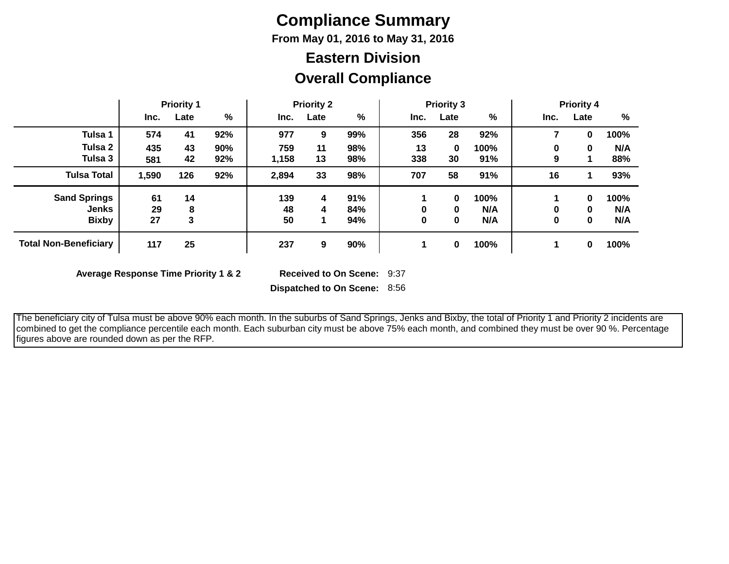# Compliance Summary

### From May 01, 2016 to May 31, 2016

## Eastern Division

## Overall Compliance

| | Priority 1 | | | Priority 2 | | | Priority 3 | | | Priority 4 | | |
|---|---|---|---|---|---|---|---|---|---|---|---|---|
| | Inc. | Late | % | Inc. | Late | % | Inc. | Late | % | Inc. | Late | % |
| **Tulsa 1** | 574 | 41 | 92% | 977 | 9 | 99% | 356 | 28 | 92% | 7 | 0 | 100% |
| **Tulsa 2** | 435 | 43 | 90% | 759 | 11 | 98% | 13 | 0 | 100% | 0 | 0 | N/A |
| **Tulsa 3** | 581 | 42 | 92% | 1,158 | 13 | 98% | 338 | 30 | 91% | 9 | 1 | 88% |
| **Tulsa Total** | 1,590 | 126 | 92% | 2,894 | 33 | 98% | 707 | 58 | 91% | 16 | 1 | 93% |
| **Sand Springs** | 61 | 14 | | 139 | 4 | 91% | 1 | 0 | 100% | 1 | 0 | 100% |
| **Jenks** | 29 | 8 | | 48 | 4 | 84% | 0 | 0 | N/A | 0 | 0 | N/A |
| **Bixby** | 27 | 3 | | 50 | 1 | 94% | 0 | 0 | N/A | 0 | 0 | N/A |
| **Total Non-Beneficiary** | 117 | 25 | | 237 | 9 | 90% | 1 | 0 | 100% | 1 | 0 | 100% |

**Average Response Time Priority 1 & 2** **Received to On Scene:** 9:37

**Dispatched to On Scene:** 8:56

The beneficiary city of Tulsa must be above 90% each month. In the suburbs of Sand Springs, Jenks and Bixby, the total of Priority 1 and Priority 2 incidents are combined to get the compliance percentile each month. Each suburban city must be above 75% each month, and combined they must be over 90 %. Percentage figures above are rounded down as per the RFP.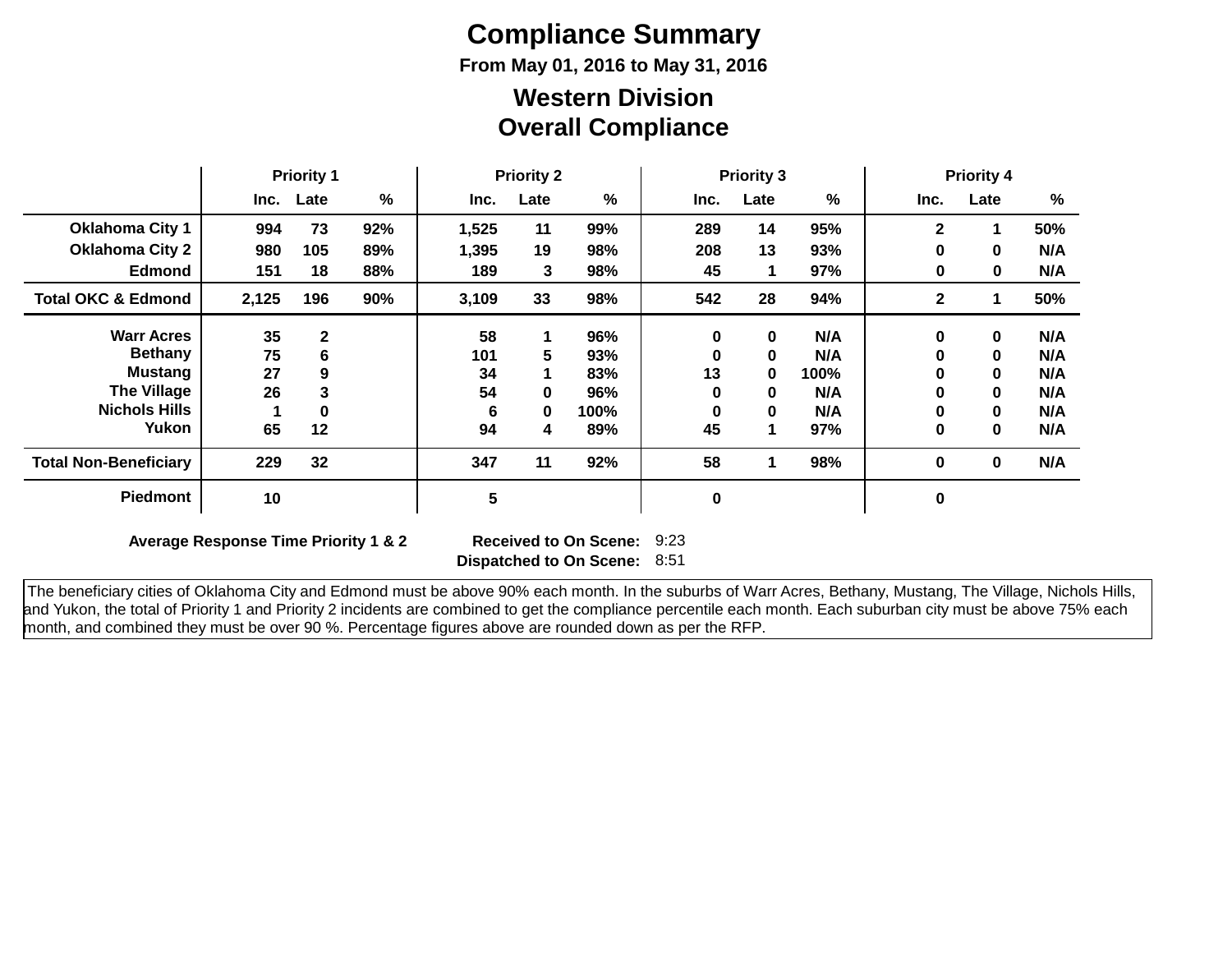# Compliance Summary

### From May 01, 2016 to May 31, 2016

## Western Division
## Overall Compliance

| | Priority 1 | | | Priority 2 | | | Priority 3 | | | Priority 4 | | |
|---|---|---|---|---|---|---|---|---|---|---|---|---|
| | Inc. | Late | % | Inc. | Late | % | Inc. | Late | % | Inc. | Late | % |
| **Oklahoma City 1** | 994 | 73 | 92% | 1,525 | 11 | 99% | 289 | 14 | 95% | 2 | 1 | 50% |
| **Oklahoma City 2** | 980 | 105 | 89% | 1,395 | 19 | 98% | 208 | 13 | 93% | 0 | 0 | N/A |
| **Edmond** | 151 | 18 | 88% | 189 | 3 | 98% | 45 | 1 | 97% | 0 | 0 | N/A |
| **Total OKC & Edmond** | 2,125 | 196 | 90% | 3,109 | 33 | 98% | 542 | 28 | 94% | 2 | 1 | 50% |
| **Warr Acres** | 35 | 2 | | 58 | 1 | 96% | 0 | 0 | N/A | 0 | 0 | N/A |
| **Bethany** | 75 | 6 | | 101 | 5 | 93% | 0 | 0 | N/A | 0 | 0 | N/A |
| **Mustang** | 27 | 9 | | 34 | 1 | 83% | 13 | 0 | 100% | 0 | 0 | N/A |
| **The Village** | 26 | 3 | | 54 | 0 | 96% | 0 | 0 | N/A | 0 | 0 | N/A |
| **Nichols Hills** | 1 | 0 | | 6 | 0 | 100% | 0 | 0 | N/A | 0 | 0 | N/A |
| **Yukon** | 65 | 12 | | 94 | 4 | 89% | 45 | 1 | 97% | 0 | 0 | N/A |
| **Total Non-Beneficiary** | 229 | 32 | | 347 | 11 | 92% | 58 | 1 | 98% | 0 | 0 | N/A |
| **Piedmont** | 10 | | | 5 | | | 0 | | | 0 | | |

**Average Response Time Priority 1 & 2**

| | |
|---|---|
| **Received to On Scene:** | 9:23 |
| **Dispatched to On Scene:** | 8:51 |

The beneficiary cities of Oklahoma City and Edmond must be above 90% each month. In the suburbs of Warr Acres, Bethany, Mustang, The Village, Nichols Hills, and Yukon, the total of Priority 1 and Priority 2 incidents are combined to get the compliance percentile each month. Each suburban city must be above 75% each month, and combined they must be over 90 %. Percentage figures above are rounded down as per the RFP.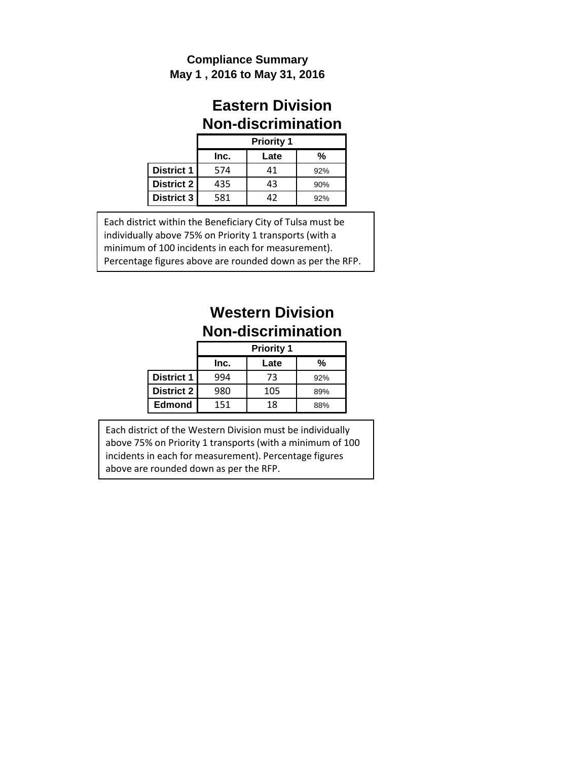**Compliance Summary**
**May 1 , 2016 to May 31, 2016**

## Eastern Division
## Non-discrimination

| | Priority 1 | | |
|---|---|---|---|
| | Inc. | Late | % |
| **District 1** | 574 | 41 | 92% |
| **District 2** | 435 | 43 | 90% |
| **District 3** | 581 | 42 | 92% |

Each district within the Beneficiary City of Tulsa must be individually above 75% on Priority 1 transports (with a minimum of 100 incidents in each for measurement). Percentage figures above are rounded down as per the RFP.

## Western Division
## Non-discrimination

| | Priority 1 | | |
|---|---|---|---|
| | Inc. | Late | % |
| **District 1** | 994 | 73 | 92% |
| **District 2** | 980 | 105 | 89% |
| **Edmond** | 151 | 18 | 88% |

Each district of the Western Division must be individually above 75% on Priority 1 transports (with a minimum of 100 incidents in each for measurement). Percentage figures above are rounded down as per the RFP.